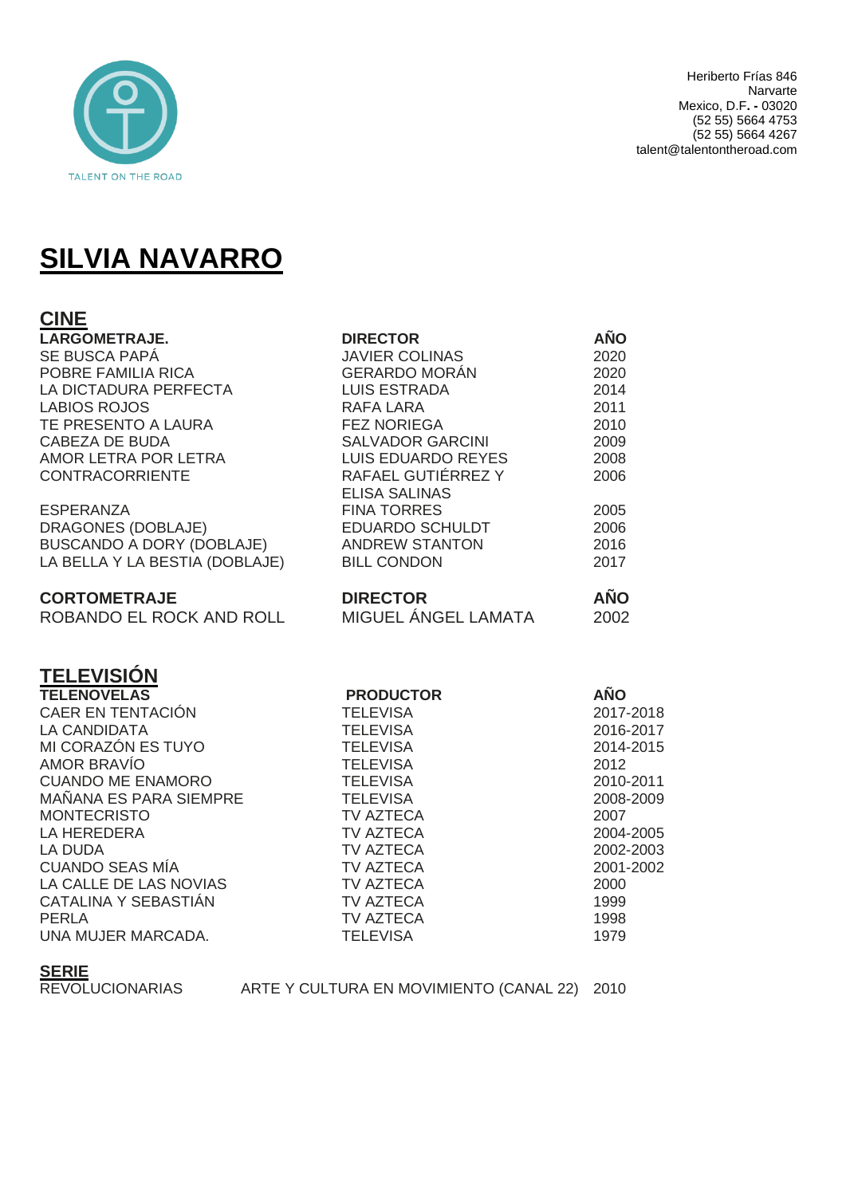TALENT ON THE ROAD

Heriberto Frías 846
Narvarte
Mexico, D.F. - 03020
(52 55) 5664 4753
(52 55) 5664 4267
talent@talentontheroad.com

# SILVIA NAVARRO

## CINE

| LARGOMETRAJE. | DIRECTOR | AÑO |
|---|---|---|
| SE BUSCA PAPÁ | JAVIER COLINAS | 2020 |
| POBRE FAMILIA RICA | GERARDO MORÁN | 2020 |
| LA DICTADURA PERFECTA | LUIS ESTRADA | 2014 |
| LABIOS ROJOS | RAFA LARA | 2011 |
| TE PRESENTO A LAURA | FEZ NORIEGA | 2010 |
| CABEZA DE BUDA | SALVADOR GARCINI | 2009 |
| AMOR LETRA POR LETRA | LUIS EDUARDO REYES | 2008 |
| CONTRACORRIENTE | RAFAEL GUTIÉRREZ Y ELISA SALINAS | 2006 |
| ESPERANZA | FINA TORRES | 2005 |
| DRAGONES (DOBLAJE) | EDUARDO SCHULDT | 2006 |
| BUSCANDO A DORY (DOBLAJE) | ANDREW STANTON | 2016 |
| LA BELLA Y LA BESTIA (DOBLAJE) | BILL CONDON | 2017 |

| CORTOMETRAJE | DIRECTOR | AÑO |
|---|---|---|
| ROBANDO EL ROCK AND ROLL | MIGUEL ÁNGEL LAMATA | 2002 |

## TELEVISIÓN

| TELENOVELAS | PRODUCTOR | AÑO |
|---|---|---|
| CAER EN TENTACIÓN | TELEVISA | 2017-2018 |
| LA CANDIDATA | TELEVISA | 2016-2017 |
| MI CORAZÓN ES TUYO | TELEVISA | 2014-2015 |
| AMOR BRAVÍO | TELEVISA | 2012 |
| CUANDO ME ENAMORO | TELEVISA | 2010-2011 |
| MAÑANA ES PARA SIEMPRE | TELEVISA | 2008-2009 |
| MONTECRISTO | TV AZTECA | 2007 |
| LA HEREDERA | TV AZTECA | 2004-2005 |
| LA DUDA | TV AZTECA | 2002-2003 |
| CUANDO SEAS MÍA | TV AZTECA | 2001-2002 |
| LA CALLE DE LAS NOVIAS | TV AZTECA | 2000 |
| CATALINA Y SEBASTIÁN | TV AZTECA | 1999 |
| PERLA | TV AZTECA | 1998 |
| UNA MUJER MARCADA. | TELEVISA | 1979 |

### SERIE

| | | |
|---|---|---|
| REVOLUCIONARIAS | ARTE Y CULTURA EN MOVIMIENTO (CANAL 22) | 2010 |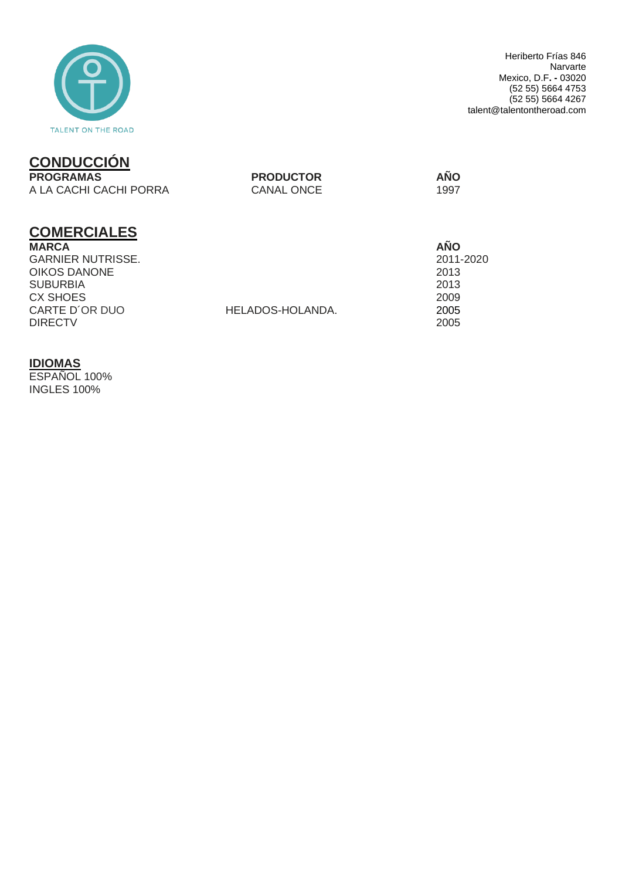TALENT ON THE ROAD

Heriberto Frías 846
Narvarte
Mexico, D.F. - 03020
(52 55) 5664 4753
(52 55) 5664 4267
talent@talentontheroad.com

## CONDUCCIÓN

| PROGRAMAS | PRODUCTOR | AÑO |
|---|---|---|
| A LA CACHI CACHI PORRA | CANAL ONCE | 1997 |

## COMERCIALES

| MARCA | | AÑO |
|---|---|---|
| GARNIER NUTRISSE. | | 2011-2020 |
| OIKOS DANONE | | 2013 |
| SUBURBIA | | 2013 |
| CX SHOES | | 2009 |
| CARTE D´OR DUO | HELADOS-HOLANDA. | 2005 |
| DIRECTV | | 2005 |

## IDIOMAS

ESPAÑOL 100%
INGLES 100%